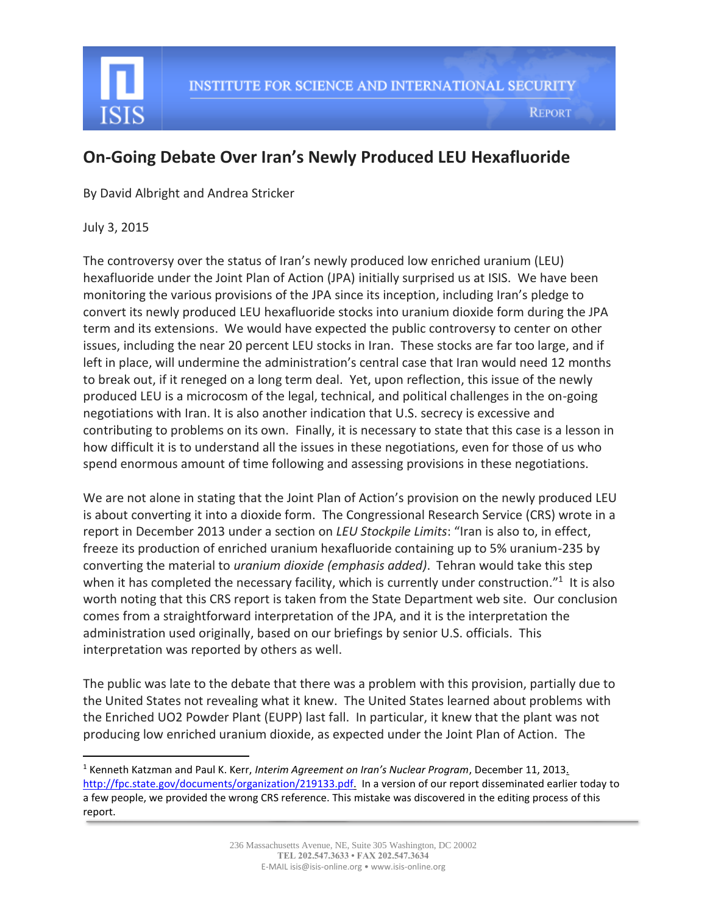INSTITUTE FOR SCIENCE AND INTERNATIONAL SECURITY

REPORT

# On-Going Debate Over Iran's Newly Produced LEU Hexafluoride

By David Albright and Andrea Stricker

July 3, 2015

The controversy over the status of Iran's newly produced low enriched uranium (LEU) hexafluoride under the Joint Plan of Action (JPA) initially surprised us at ISIS. We have been monitoring the various provisions of the JPA since its inception, including Iran's pledge to convert its newly produced LEU hexafluoride stocks into uranium dioxide form during the JPA term and its extensions. We would have expected the public controversy to center on other issues, including the near 20 percent LEU stocks in Iran. These stocks are far too large, and if left in place, will undermine the administration's central case that Iran would need 12 months to break out, if it reneged on a long term deal. Yet, upon reflection, this issue of the newly produced LEU is a microcosm of the legal, technical, and political challenges in the on-going negotiations with Iran. It is also another indication that U.S. secrecy is excessive and contributing to problems on its own. Finally, it is necessary to state that this case is a lesson in how difficult it is to understand all the issues in these negotiations, even for those of us who spend enormous amount of time following and assessing provisions in these negotiations.

We are not alone in stating that the Joint Plan of Action's provision on the newly produced LEU is about converting it into a dioxide form. The Congressional Research Service (CRS) wrote in a report in December 2013 under a section on *LEU Stockpile Limits*: "Iran is also to, in effect, freeze its production of enriched uranium hexafluoride containing up to 5% uranium-235 by converting the material to *uranium dioxide (emphasis added)*. Tehran would take this step when it has completed the necessary facility, which is currently under construction."[1] It is also worth noting that this CRS report is taken from the State Department web site. Our conclusion comes from a straightforward interpretation of the JPA, and it is the interpretation the administration used originally, based on our briefings by senior U.S. officials. This interpretation was reported by others as well.

The public was late to the debate that there was a problem with this provision, partially due to the United States not revealing what it knew. The United States learned about problems with the Enriched UO2 Powder Plant (EUPP) last fall. In particular, it knew that the plant was not producing low enriched uranium dioxide, as expected under the Joint Plan of Action. The

---

[1] Kenneth Katzman and Paul K. Kerr, *Interim Agreement on Iran's Nuclear Program*, December 11, 2013. http://fpc.state.gov/documents/organization/219133.pdf. In a version of our report disseminated earlier today to a few people, we provided the wrong CRS reference. This mistake was discovered in the editing process of this report.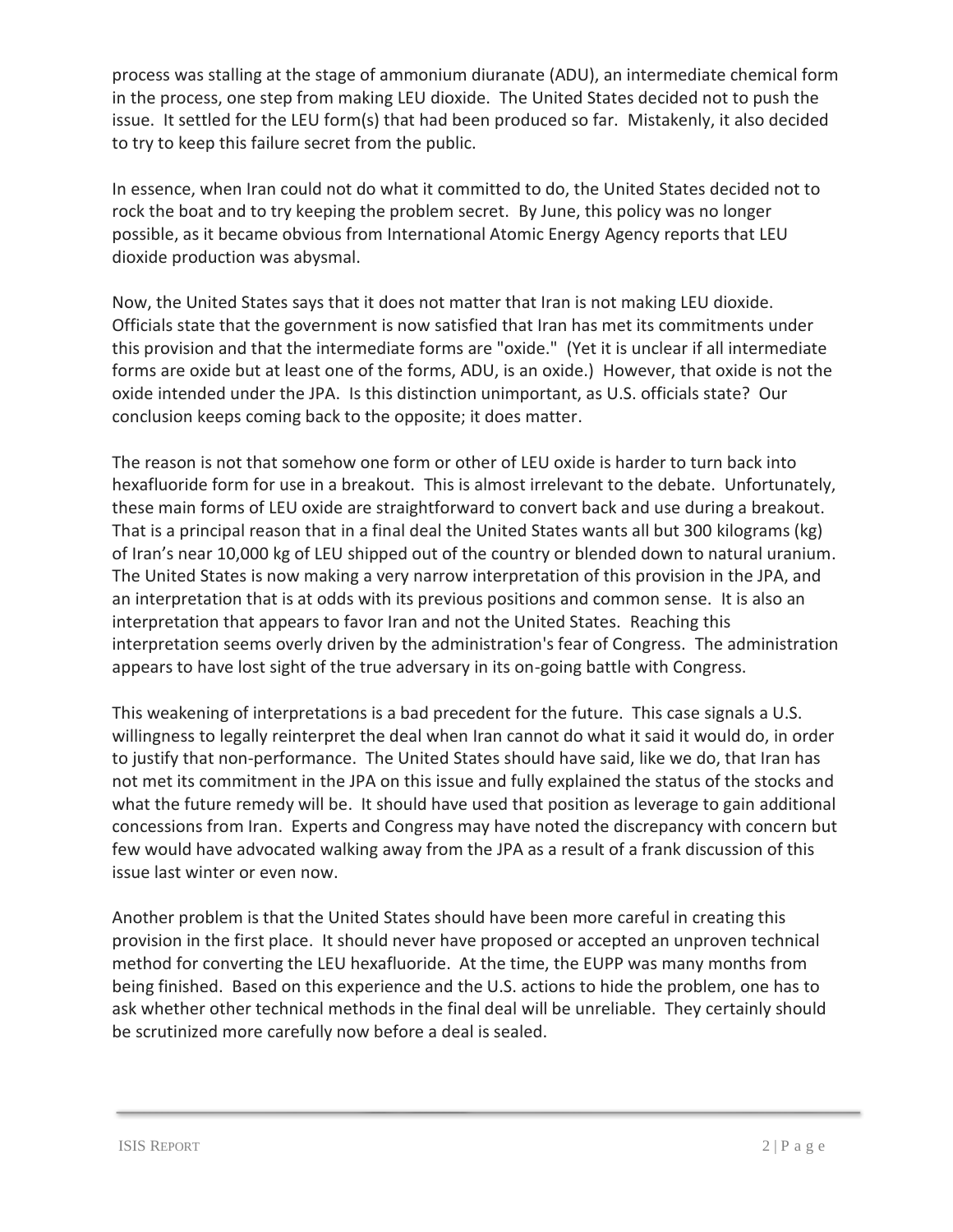process was stalling at the stage of ammonium diuranate (ADU), an intermediate chemical form in the process, one step from making LEU dioxide. The United States decided not to push the issue. It settled for the LEU form(s) that had been produced so far. Mistakenly, it also decided to try to keep this failure secret from the public.

In essence, when Iran could not do what it committed to do, the United States decided not to rock the boat and to try keeping the problem secret. By June, this policy was no longer possible, as it became obvious from International Atomic Energy Agency reports that LEU dioxide production was abysmal.

Now, the United States says that it does not matter that Iran is not making LEU dioxide. Officials state that the government is now satisfied that Iran has met its commitments under this provision and that the intermediate forms are "oxide." (Yet it is unclear if all intermediate forms are oxide but at least one of the forms, ADU, is an oxide.) However, that oxide is not the oxide intended under the JPA. Is this distinction unimportant, as U.S. officials state? Our conclusion keeps coming back to the opposite; it does matter.

The reason is not that somehow one form or other of LEU oxide is harder to turn back into hexafluoride form for use in a breakout. This is almost irrelevant to the debate. Unfortunately, these main forms of LEU oxide are straightforward to convert back and use during a breakout. That is a principal reason that in a final deal the United States wants all but 300 kilograms (kg) of Iran's near 10,000 kg of LEU shipped out of the country or blended down to natural uranium. The United States is now making a very narrow interpretation of this provision in the JPA, and an interpretation that is at odds with its previous positions and common sense. It is also an interpretation that appears to favor Iran and not the United States. Reaching this interpretation seems overly driven by the administration's fear of Congress. The administration appears to have lost sight of the true adversary in its on-going battle with Congress.

This weakening of interpretations is a bad precedent for the future. This case signals a U.S. willingness to legally reinterpret the deal when Iran cannot do what it said it would do, in order to justify that non-performance. The United States should have said, like we do, that Iran has not met its commitment in the JPA on this issue and fully explained the status of the stocks and what the future remedy will be. It should have used that position as leverage to gain additional concessions from Iran. Experts and Congress may have noted the discrepancy with concern but few would have advocated walking away from the JPA as a result of a frank discussion of this issue last winter or even now.

Another problem is that the United States should have been more careful in creating this provision in the first place. It should never have proposed or accepted an unproven technical method for converting the LEU hexafluoride. At the time, the EUPP was many months from being finished. Based on this experience and the U.S. actions to hide the problem, one has to ask whether other technical methods in the final deal will be unreliable. They certainly should be scrutinized more carefully now before a deal is sealed.